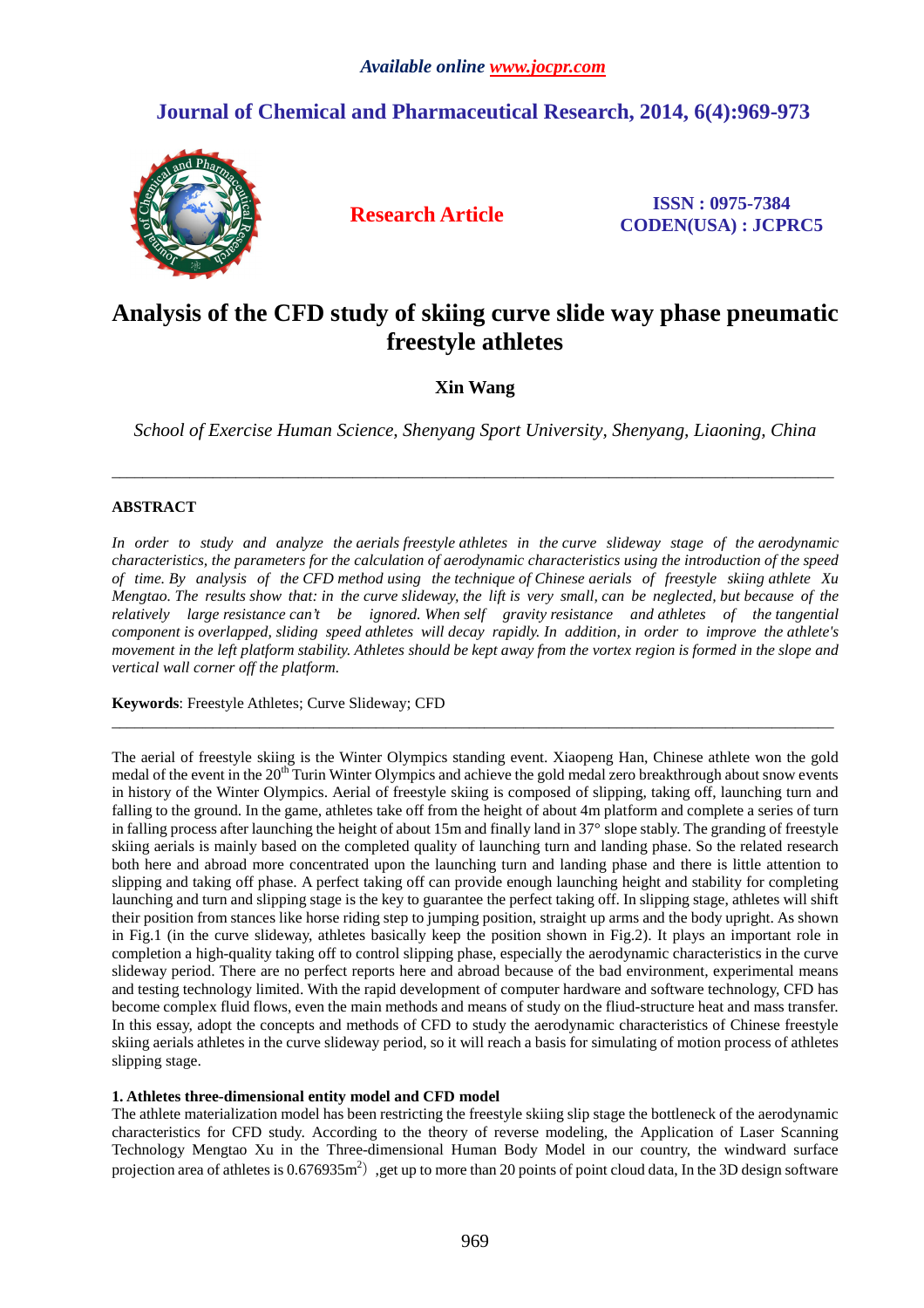# Analysis of the CFD study of skiing curve slide way phase pneumatic freestyle athletes

**Xin Wang**

*School of Exercise Human Science, Shenyang Sport University, Shenyang, Liaoning, China*

---

## ABSTRACT

*In order to study and analyze the aerials freestyle athletes in the curve slideway stage of the aerodynamic characteristics, the parameters for the calculation of aerodynamic characteristics using the introduction of the speed of time. By analysis of the CFD method using the technique of Chinese aerials of freestyle skiing athlete Xu Mengtao. The results show that: in the curve slideway, the lift is very small, can be neglected, but because of the relatively large resistance can't be ignored. When self gravity resistance and athletes of the tangential component is overlapped, sliding speed athletes will decay rapidly. In addition, in order to improve the athlete's movement in the left platform stability. Athletes should be kept away from the vortex region is formed in the slope and vertical wall corner off the platform.*

**Keywords**: Freestyle Athletes; Curve Slideway; CFD

---

The aerial of freestyle skiing is the Winter Olympics standing event. Xiaopeng Han, Chinese athlete won the gold medal of the event in the 20th Turin Winter Olympics and achieve the gold medal zero breakthrough about snow events in history of the Winter Olympics. Aerial of freestyle skiing is composed of slipping, taking off, launching turn and falling to the ground. In the game, athletes take off from the height of about 4m platform and complete a series of turn in falling process after launching the height of about 15m and finally land in 37° slope stably. The granding of freestyle skiing aerials is mainly based on the completed quality of launching turn and landing phase. So the related research both here and abroad more concentrated upon the launching turn and landing phase and there is little attention to slipping and taking off phase. A perfect taking off can provide enough launching height and stability for completing launching and turn and slipping stage is the key to guarantee the perfect taking off. In slipping stage, athletes will shift their position from stances like horse riding step to jumping position, straight up arms and the body upright. As shown in Fig.1 (in the curve slideway, athletes basically keep the position shown in Fig.2). It plays an important role in completion a high-quality taking off to control slipping phase, especially the aerodynamic characteristics in the curve slideway period. There are no perfect reports here and abroad because of the bad environment, experimental means and testing technology limited. With the rapid development of computer hardware and software technology, CFD has become complex fluid flows, even the main methods and means of study on the fliud-structure heat and mass transfer. In this essay, adopt the concepts and methods of CFD to study the aerodynamic characteristics of Chinese freestyle skiing aerials athletes in the curve slideway period, so it will reach a basis for simulating of motion process of athletes slipping stage.

### 1. Athletes three-dimensional entity model and CFD model

The athlete materialization model has been restricting the freestyle skiing slip stage the bottleneck of the aerodynamic characteristics for CFD study. According to the theory of reverse modeling, the Application of Laser Scanning Technology Mengtao Xu in the Three-dimensional Human Body Model in our country, the windward surface projection area of athletes is 0.676935m$^2$）,get up to more than 20 points of point cloud data, In the 3D design software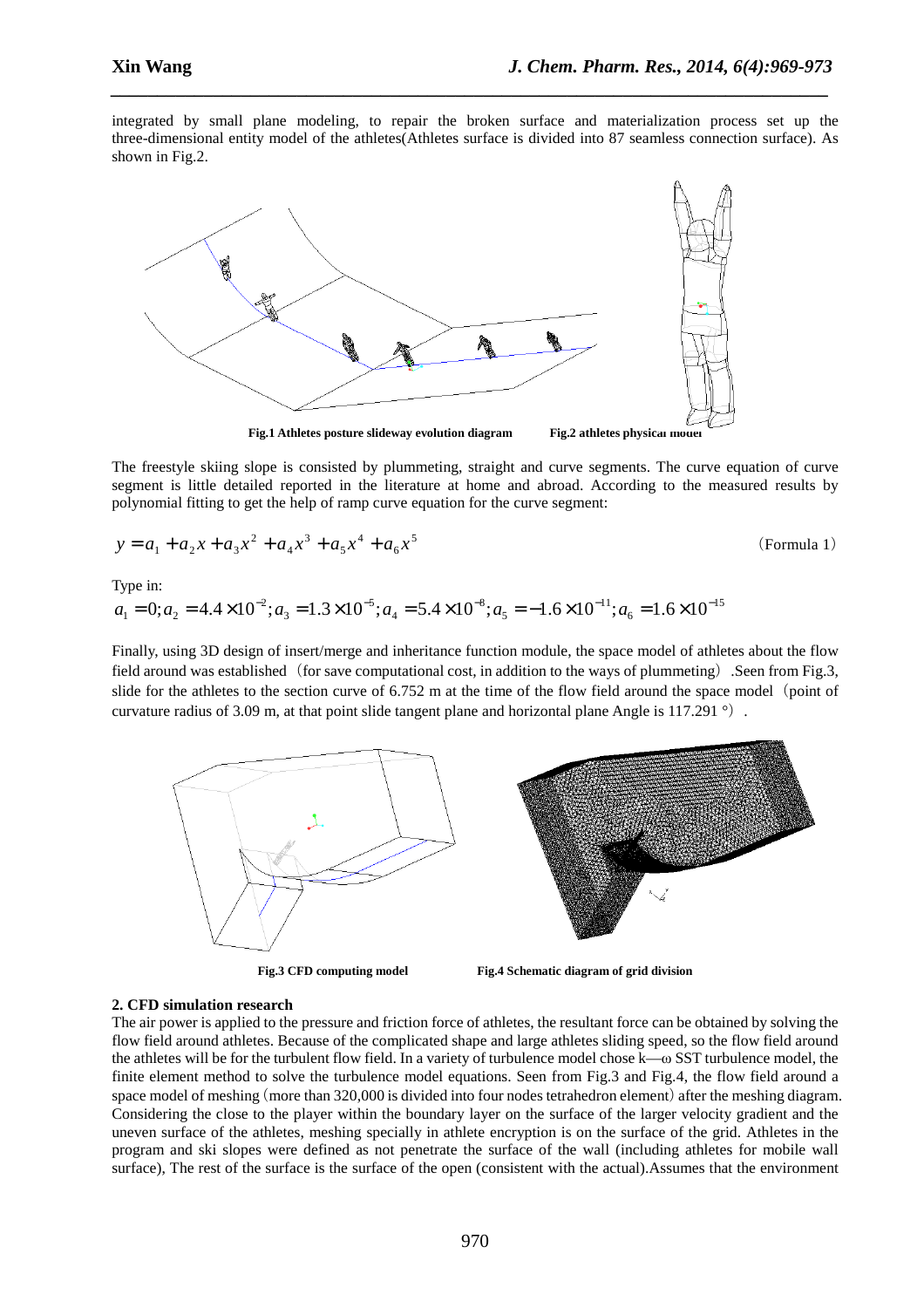integrated by small plane modeling, to repair the broken surface and materialization process set up the three-dimensional entity model of the athletes(Athletes surface is divided into 87 seamless connection surface). As shown in Fig.2.

**Fig.1 Athletes posture slideway evolution diagram** **Fig.2 athletes physical model**

The freestyle skiing slope is consisted by plummeting, straight and curve segments. The curve equation of curve segment is little detailed reported in the literature at home and abroad. According to the measured results by polynomial fitting to get the help of ramp curve equation for the curve segment:

$$y = a_1 + a_2 x + a_3 x^2 + a_4 x^3 + a_5 x^4 + a_6 x^5 \qquad \text{(Formula 1)}$$

Type in:

$$a_1 = 0; a_2 = 4.4\times10^{-2}; a_3 = 1.3\times10^{-5}; a_4 = 5.4\times10^{-8}; a_5 = -1.6\times10^{-11}; a_6 = 1.6\times10^{-15}$$

Finally, using 3D design of insert/merge and inheritance function module, the space model of athletes about the flow field around was established（for save computational cost, in addition to the ways of plummeting）.Seen from Fig.3, slide for the athletes to the section curve of 6.752 m at the time of the flow field around the space model（point of curvature radius of 3.09 m, at that point slide tangent plane and horizontal plane Angle is 117.291 °）.

**Fig.3 CFD computing model** **Fig.4 Schematic diagram of grid division**

## 2. CFD simulation research

The air power is applied to the pressure and friction force of athletes, the resultant force can be obtained by solving the flow field around athletes. Because of the complicated shape and large athletes sliding speed, so the flow field around the athletes will be for the turbulent flow field. In a variety of turbulence model chose k—ω SST turbulence model, the finite element method to solve the turbulence model equations. Seen from Fig.3 and Fig.4, the flow field around a space model of meshing（more than 320,000 is divided into four nodes tetrahedron element）after the meshing diagram. Considering the close to the player within the boundary layer on the surface of the larger velocity gradient and the uneven surface of the athletes, meshing specially in athlete encryption is on the surface of the grid. Athletes in the program and ski slopes were defined as not penetrate the surface of the wall (including athletes for mobile wall surface), The rest of the surface is the surface of the open (consistent with the actual).Assumes that the environment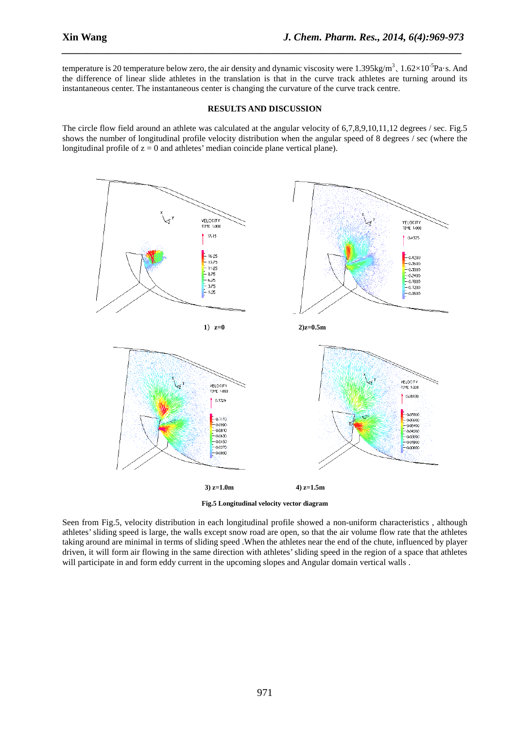temperature is 20 temperature below zero, the air density and dynamic viscosity were $1.395\text{kg/m}^3$、$1.62\times10^{-5}\text{Pa·s}$. And the difference of linear slide athletes in the translation is that in the curve track athletes are turning around its instantaneous center. The instantaneous center is changing the curvature of the curve track centre.

## RESULTS AND DISCUSSION

The circle flow field around an athlete was calculated at the angular velocity of 6,7,8,9,10,11,12 degrees / sec. Fig.5 shows the number of longitudinal profile velocity distribution when the angular speed of 8 degrees / sec (where the longitudinal profile of $z = 0$ and athletes' median coincide plane vertical plane).

1）z=0 2)z=0.5m

3) z=1.0m 4) z=1.5m

**Fig.5 Longitudinal velocity vector diagram**

Seen from Fig.5, velocity distribution in each longitudinal profile showed a non-uniform characteristics , although athletes' sliding speed is large, the walls except snow road are open, so that the air volume flow rate that the athletes taking around are minimal in terms of sliding speed .When the athletes near the end of the chute, influenced by player driven, it will form air flowing in the same direction with athletes' sliding speed in the region of a space that athletes will participate in and form eddy current in the upcoming slopes and Angular domain vertical walls .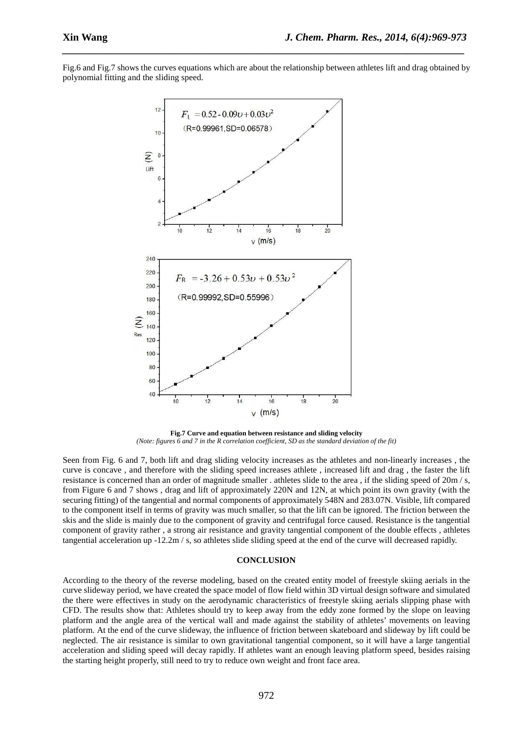Fig.6 and Fig.7 shows the curves equations which are about the relationship between athletes lift and drag obtained by polynomial fitting and the sliding speed.

$$F_L = 0.52 - 0.09\upsilon + 0.03\upsilon^2$$

(R=0.99961,SD=0.06578)

$$F_R = -3.26 + 0.53\upsilon + 0.53\upsilon^2$$

(R=0.99992,SD=0.55996)

**Fig.7 Curve and equation between resistance and sliding velocity**

*(Note: figures 6 and 7 in the R correlation coefficient, SD as the standard deviation of the fit)*

Seen from Fig. 6 and 7, both lift and drag sliding velocity increases as the athletes and non-linearly increases , the curve is concave , and therefore with the sliding speed increases athlete , increased lift and drag , the faster the lift resistance is concerned than an order of magnitude smaller . athletes slide to the area , if the sliding speed of 20m / s, from Figure 6 and 7 shows , drag and lift of approximately 220N and 12N, at which point its own gravity (with the securing fitting) of the tangential and normal components of approximately 548N and 283.07N. Visible, lift compared to the component itself in terms of gravity was much smaller, so that the lift can be ignored. The friction between the skis and the slide is mainly due to the component of gravity and centrifugal force caused. Resistance is the tangential component of gravity rather , a strong air resistance and gravity tangential component of the double effects , athletes tangential acceleration up -12.2m / s, so athletes slide sliding speed at the end of the curve will decreased rapidly.

## CONCLUSION

According to the theory of the reverse modeling, based on the created entity model of freestyle skiing aerials in the curve slideway period, we have created the space model of flow field within 3D virtual design software and simulated the there were effectives in study on the aerodynamic characteristics of freestyle skiing aerials slipping phase with CFD. The results show that: Athletes should try to keep away from the eddy zone formed by the slope on leaving platform and the angle area of the vertical wall and made against the stability of athletes' movements on leaving platform. At the end of the curve slideway, the influence of friction between skateboard and slideway by lift could be neglected. The air resistance is similar to own gravitational tangential component, so it will have a large tangential acceleration and sliding speed will decay rapidly. If athletes want an enough leaving platform speed, besides raising the starting height properly, still need to try to reduce own weight and front face area.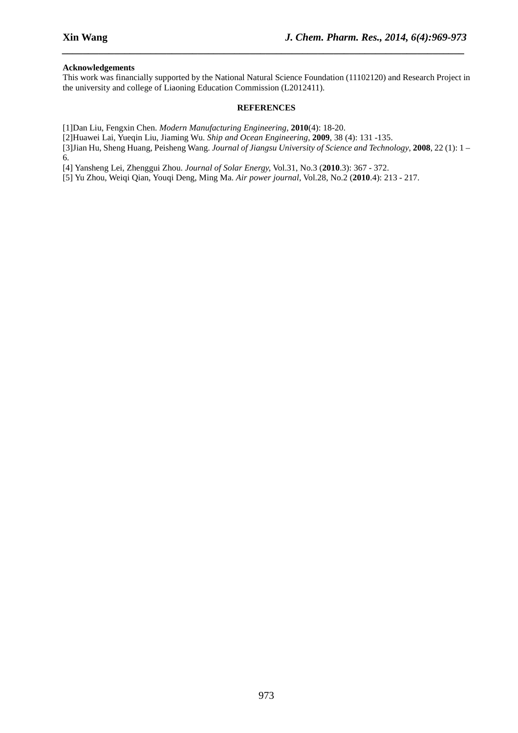**Acknowledgements**

This work was financially supported by the National Natural Science Foundation (11102120) and Research Project in the university and college of Liaoning Education Commission (L2012411).

## REFERENCES

[1]Dan Liu, Fengxin Chen. *Modern Manufacturing Engineering*, **2010**(4): 18-20.

[2]Huawei Lai, Yueqin Liu, Jiaming Wu. *Ship and Ocean Engineering*, **2009**, 38 (4): 131 -135.

[3]Jian Hu, Sheng Huang, Peisheng Wang. *Journal of Jiangsu University of Science and Technology*, **2008**, 22 (1): 1 – 6.

[4] Yansheng Lei, Zhenggui Zhou. *Journal of Solar Energy,* Vol.31, No.3 (**2010**.3): 367 - 372.

[5] Yu Zhou, Weiqi Qian, Youqi Deng, Ming Ma. *Air power journal*, Vol.28, No.2 (**2010**.4): 213 - 217.